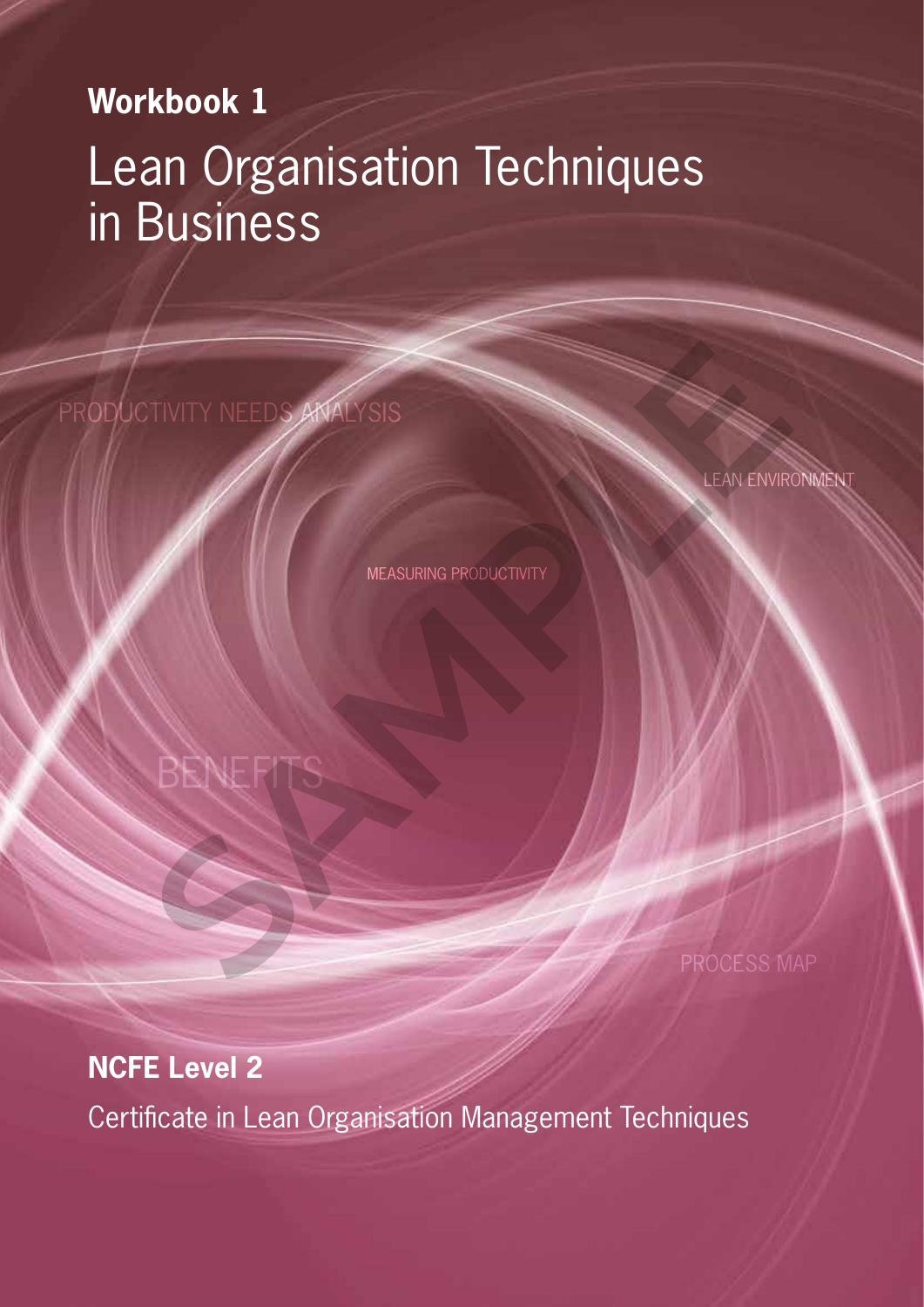**Workbook 1**

# Lean Organisation Techniques in Business

PRODUCTIVITY NEEDS ANALYSIS

LEAN ENVIRONMENT

MEASURING PRODUCTIVITY

BENEFITS

PROCESS MAP

**NCFE Level 2**

Certificate in Lean Organisation Management Techniques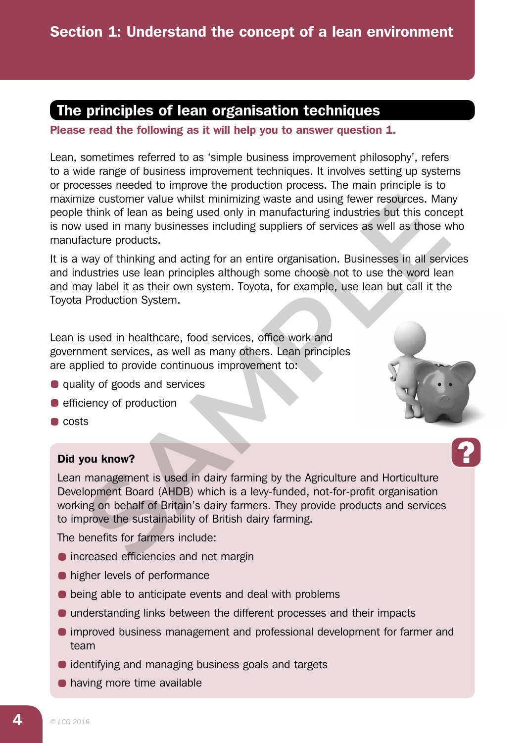# Section 1: Understand the concept of a lean environment

## The principles of lean organisation techniques

**Please read the following as it will help you to answer question 1.**

Lean, sometimes referred to as 'simple business improvement philosophy', refers to a wide range of business improvement techniques. It involves setting up systems or processes needed to improve the production process. The main principle is to maximize customer value whilst minimizing waste and using fewer resources. Many people think of lean as being used only in manufacturing industries but this concept is now used in many businesses including suppliers of services as well as those who manufacture products.

It is a way of thinking and acting for an entire organisation. Businesses in all services and industries use lean principles although some choose not to use the word lean and may label it as their own system. Toyota, for example, use lean but call it the Toyota Production System.

Lean is used in healthcare, food services, office work and government services, as well as many others. Lean principles are applied to provide continuous improvement to:

- quality of goods and services
- efficiency of production
- costs

**Did you know?**

Lean management is used in dairy farming by the Agriculture and Horticulture Development Board (AHDB) which is a levy-funded, not-for-profit organisation working on behalf of Britain's dairy farmers. They provide products and services to improve the sustainability of British dairy farming.

The benefits for farmers include:

- increased efficiencies and net margin
- higher levels of performance
- being able to anticipate events and deal with problems
- understanding links between the different processes and their impacts
- improved business management and professional development for farmer and team
- identifying and managing business goals and targets
- having more time available

© LCG 2016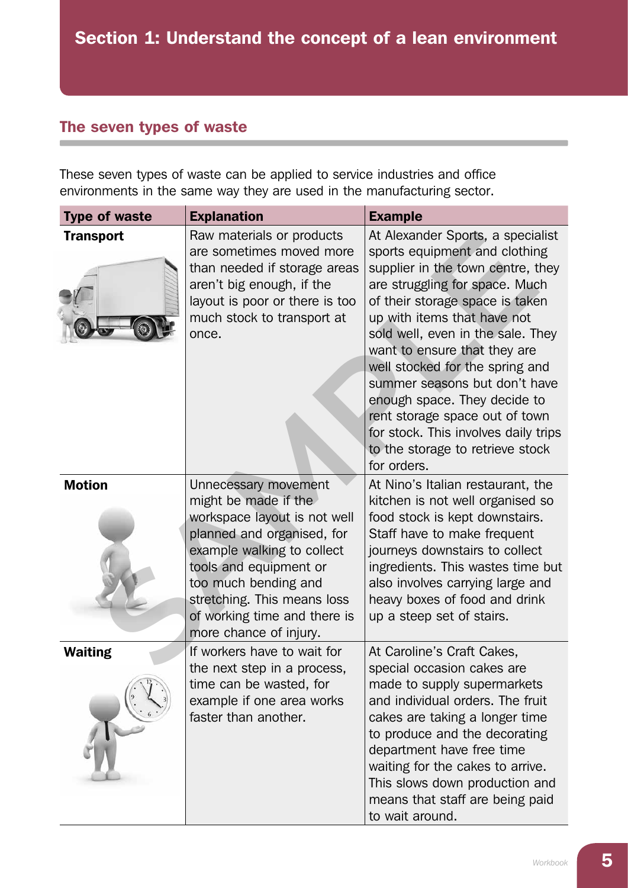# Section 1: Understand the concept of a lean environment

## The seven types of waste

These seven types of waste can be applied to service industries and office environments in the same way they are used in the manufacturing sector.

| Type of waste | Explanation | Example |
| --- | --- | --- |
| **Transport** | Raw materials or products are sometimes moved more than needed if storage areas aren't big enough, if the layout is poor or there is too much stock to transport at once. | At Alexander Sports, a specialist sports equipment and clothing supplier in the town centre, they are struggling for space. Much of their storage space is taken up with items that have not sold well, even in the sale. They want to ensure that they are well stocked for the spring and summer seasons but don't have enough space. They decide to rent storage space out of town for stock. This involves daily trips to the storage to retrieve stock for orders. |
| **Motion** | Unnecessary movement might be made if the workspace layout is not well planned and organised, for example walking to collect tools and equipment or too much bending and stretching. This means loss of working time and there is more chance of injury. | At Nino's Italian restaurant, the kitchen is not well organised so food stock is kept downstairs. Staff have to make frequent journeys downstairs to collect ingredients. This wastes time but also involves carrying large and heavy boxes of food and drink up a steep set of stairs. |
| **Waiting** | If workers have to wait for the next step in a process, time can be wasted, for example if one area works faster than another. | At Caroline's Craft Cakes, special occasion cakes are made to supply supermarkets and individual orders. The fruit cakes are taking a longer time to produce and the decorating department have free time waiting for the cakes to arrive. This slows down production and means that staff are being paid to wait around. |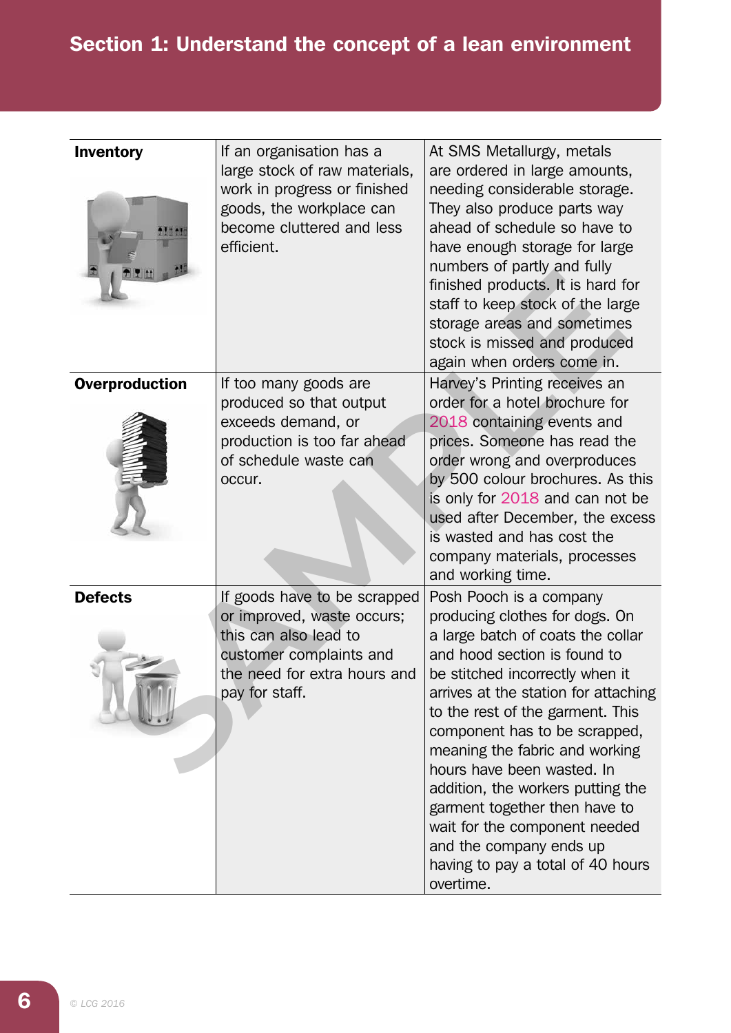## Section 1: Understand the concept of a lean environment

| | | |
|---|---|---|
| **Inventory** | If an organisation has a large stock of raw materials, work in progress or finished goods, the workplace can become cluttered and less efficient. | At SMS Metallurgy, metals are ordered in large amounts, needing considerable storage. They also produce parts way ahead of schedule so have to have enough storage for large numbers of partly and fully finished products. It is hard for staff to keep stock of the large storage areas and sometimes stock is missed and produced again when orders come in. |
| **Overproduction** | If too many goods are produced so that output exceeds demand, or production is too far ahead of schedule waste can occur. | Harvey's Printing receives an order for a hotel brochure for 2018 containing events and prices. Someone has read the order wrong and overproduces by 500 colour brochures. As this is only for 2018 and can not be used after December, the excess is wasted and has cost the company materials, processes and working time. |
| **Defects** | If goods have to be scrapped or improved, waste occurs; this can also lead to customer complaints and the need for extra hours and pay for staff. | Posh Pooch is a company producing clothes for dogs. On a large batch of coats the collar and hood section is found to be stitched incorrectly when it arrives at the station for attaching to the rest of the garment. This component has to be scrapped, meaning the fabric and working hours have been wasted. In addition, the workers putting the garment together then have to wait for the component needed and the company ends up having to pay a total of 40 hours overtime. |

© LCG 2016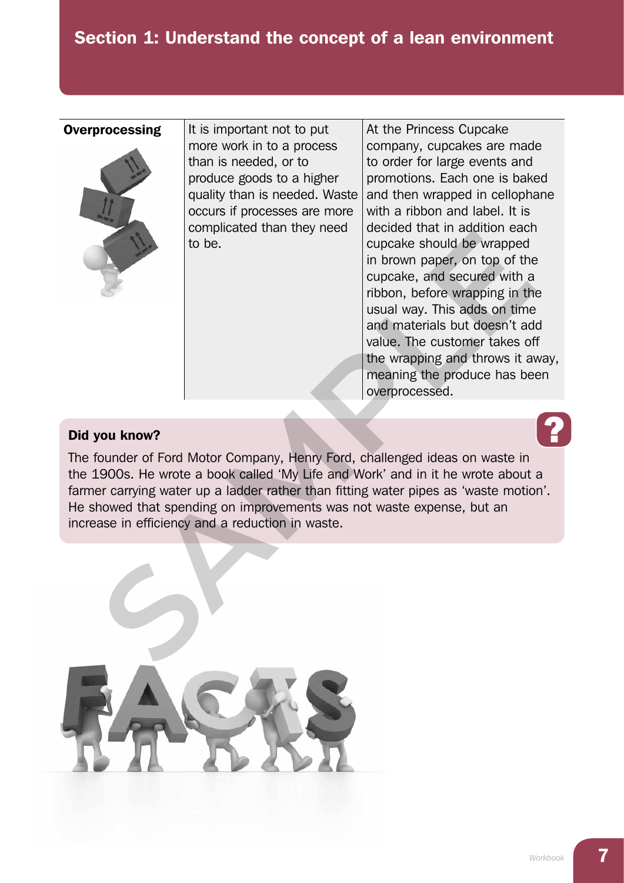## Section 1: Understand the concept of a lean environment

| | | |
|---|---|---|
| **Overprocessing** | It is important not to put more work in to a process than is needed, or to produce goods to a higher quality than is needed. Waste occurs if processes are more complicated than they need to be. | At the Princess Cupcake company, cupcakes are made to order for large events and promotions. Each one is baked and then wrapped in cellophane with a ribbon and label. It is decided that in addition each cupcake should be wrapped in brown paper, on top of the cupcake, and secured with a ribbon, before wrapping in the usual way. This adds on time and materials but doesn't add value. The customer takes off the wrapping and throws it away, meaning the produce has been overprocessed. |

**Did you know?**

The founder of Ford Motor Company, Henry Ford, challenged ideas on waste in the 1900s. He wrote a book called 'My Life and Work' and in it he wrote about a farmer carrying water up a ladder rather than fitting water pipes as 'waste motion'. He showed that spending on improvements was not waste expense, but an increase in efficiency and a reduction in waste.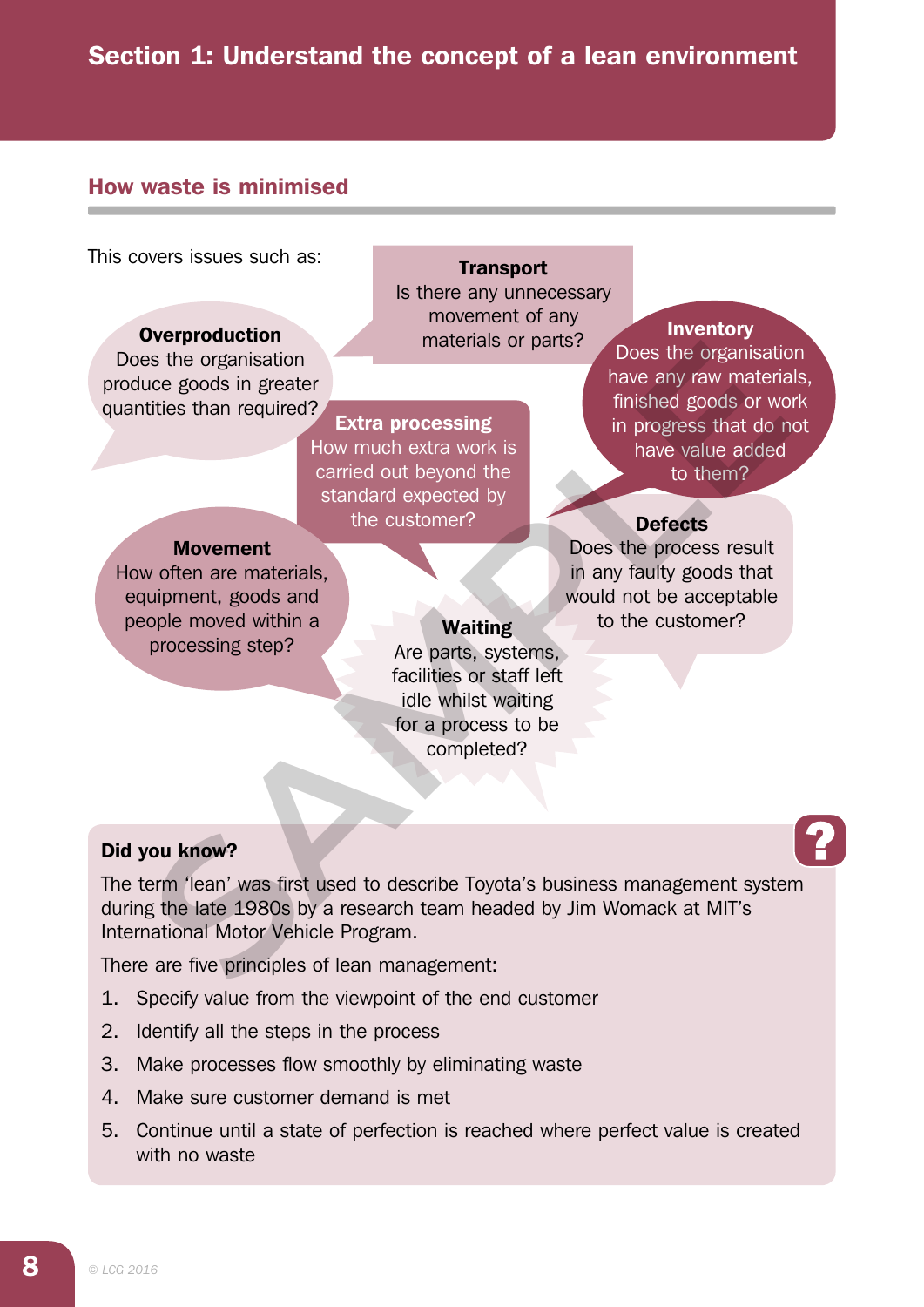## How waste is minimised

This covers issues such as:

**Overproduction**
Does the organisation produce goods in greater quantities than required?

**Transport**
Is there any unnecessary movement of any materials or parts?

**Inventory**
Does the organisation have any raw materials, finished goods or work in progress that do not have value added to them?

**Extra processing**
How much extra work is carried out beyond the standard expected by the customer?

**Movement**
How often are materials, equipment, goods and people moved within a processing step?

**Defects**
Does the process result in any faulty goods that would not be acceptable to the customer?

**Waiting**
Are parts, systems, facilities or staff left idle whilst waiting for a process to be completed?

### Did you know?

The term 'lean' was first used to describe Toyota's business management system during the late 1980s by a research team headed by Jim Womack at MIT's International Motor Vehicle Program.

There are five principles of lean management:

1. Specify value from the viewpoint of the end customer
2. Identify all the steps in the process
3. Make processes flow smoothly by eliminating waste
4. Make sure customer demand is met
5. Continue until a state of perfection is reached where perfect value is created with no waste

© LCG 2016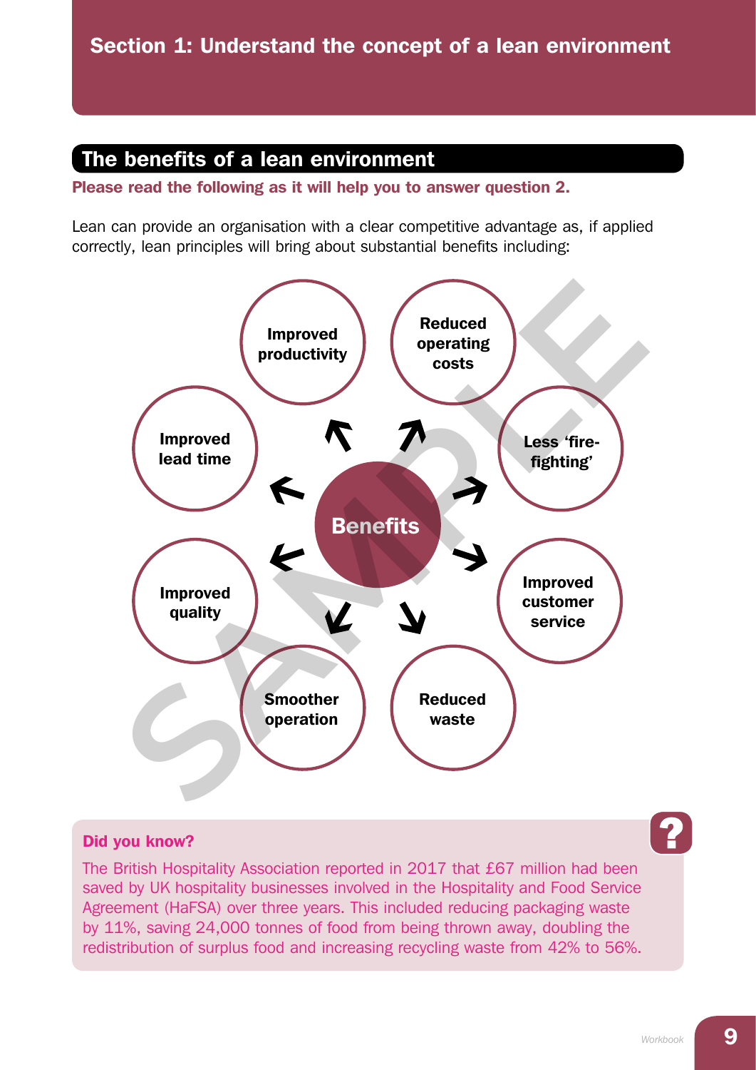# Section 1: Understand the concept of a lean environment

## The benefits of a lean environment

**Please read the following as it will help you to answer question 2.**

Lean can provide an organisation with a clear competitive advantage as, if applied correctly, lean principles will bring about substantial benefits including:

**Benefits**

- Improved productivity
- Reduced operating costs
- Less 'fire-fighting'
- Improved customer service
- Reduced waste
- Smoother operation
- Improved quality
- Improved lead time

**Did you know?**

The British Hospitality Association reported in 2017 that £67 million had been saved by UK hospitality businesses involved in the Hospitality and Food Service Agreement (HaFSA) over three years. This included reducing packaging waste by 11%, saving 24,000 tonnes of food from being thrown away, doubling the redistribution of surplus food and increasing recycling waste from 42% to 56%.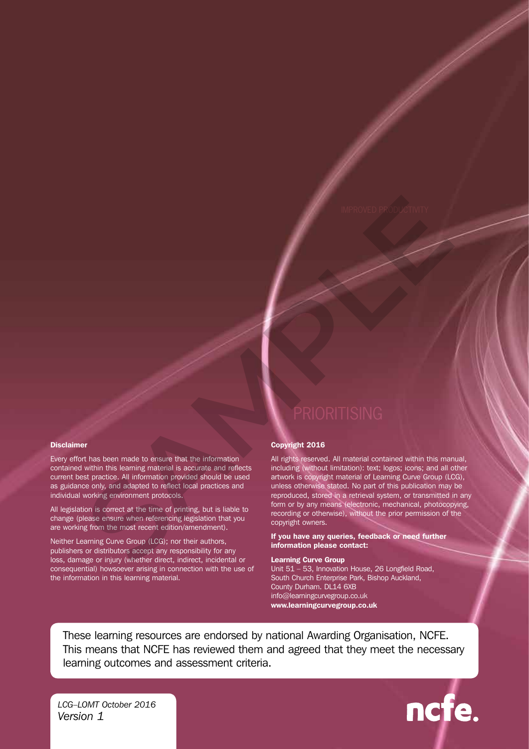IMPROVED PRODUCTIVITY

PRIORITISING

**Disclaimer**

Every effort has been made to ensure that the information contained within this learning material is accurate and reflects current best practice. All information provided should be used as guidance only, and adapted to reflect local practices and individual working environment protocols.

All legislation is correct at the time of printing, but is liable to change (please ensure when referencing legislation that you are working from the most recent edition/amendment).

Neither Learning Curve Group (LCG); nor their authors, publishers or distributors accept any responsibility for any loss, damage or injury (whether direct, indirect, incidental or consequential) howsoever arising in connection with the use of the information in this learning material.

**Copyright 2016**

All rights reserved. All material contained within this manual, including (without limitation): text; logos; icons; and all other artwork is copyright material of Learning Curve Group (LCG), unless otherwise stated. No part of this publication may be reproduced, stored in a retrieval system, or transmitted in any form or by any means (electronic, mechanical, photocopying, recording or otherwise), without the prior permission of the copyright owners.

**If you have any queries, feedback or need further information please contact:**

**Learning Curve Group**
Unit 51 – 53, Innovation House, 26 Longfield Road,
South Church Enterprise Park, Bishop Auckland,
County Durham. DL14 6XB
info@learningcurvegroup.co.uk
**www.learningcurvegroup.co.uk**

These learning resources are endorsed by national Awarding Organisation, NCFE. This means that NCFE has reviewed them and agreed that they meet the necessary learning outcomes and assessment criteria.

*LCG–LOMT October 2016*
*Version 1*

ncfe.